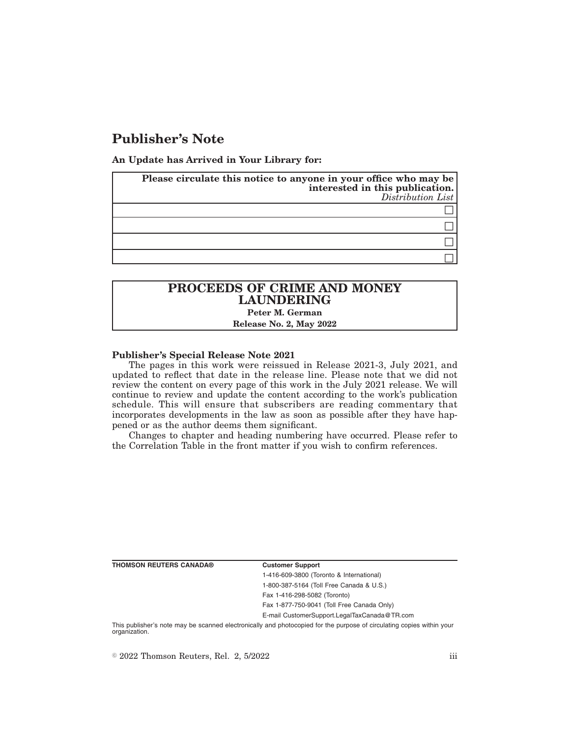# Publisher's Note

**An Update has Arrived in Your Library for:**

| **Please circulate this notice to anyone in your office who may be interested in this publication.** *Distribution List* |
| --- |
| ☐ |
| ☐ |
| ☐ |
| ☐ |

## PROCEEDS OF CRIME AND MONEY LAUNDERING

**Peter M. German**

**Release No. 2, May 2022**

**Publisher's Special Release Note 2021**

The pages in this work were reissued in Release 2021-3, July 2021, and updated to reflect that date in the release line. Please note that we did not review the content on every page of this work in the July 2021 release. We will continue to review and update the content according to the work's publication schedule. This will ensure that subscribers are reading commentary that incorporates developments in the law as soon as possible after they have happened or as the author deems them significant.

Changes to chapter and heading numbering have occurred. Please refer to the Correlation Table in the front matter if you wish to confirm references.

**THOMSON REUTERS CANADA®**

**Customer Support**

1-416-609-3800 (Toronto & International)

1-800-387-5164 (Toll Free Canada & U.S.)

Fax 1-416-298-5082 (Toronto)

Fax 1-877-750-9041 (Toll Free Canada Only)

E-mail CustomerSupport.LegalTaxCanada@TR.com

This publisher's note may be scanned electronically and photocopied for the purpose of circulating copies within your organization.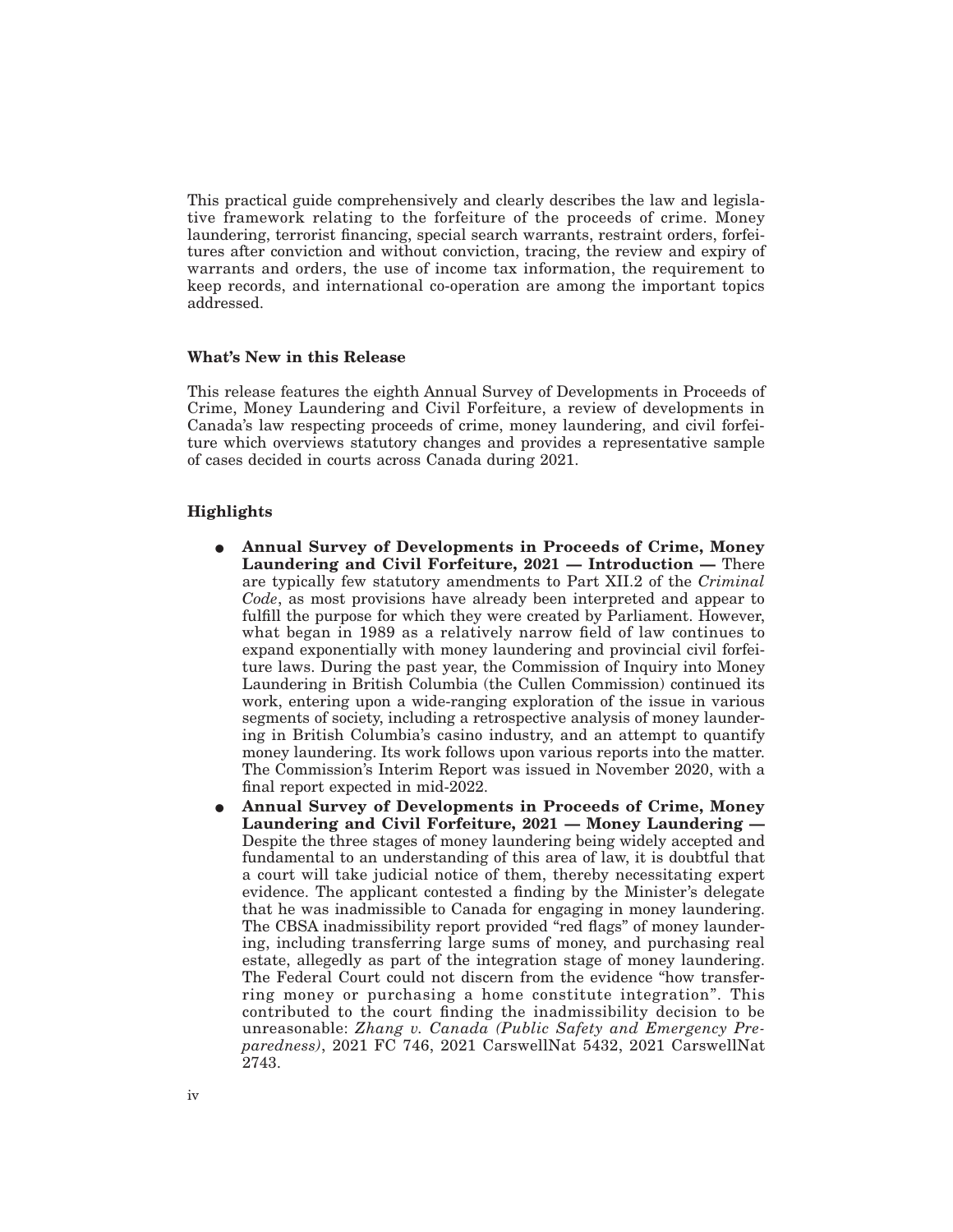This practical guide comprehensively and clearly describes the law and legislative framework relating to the forfeiture of the proceeds of crime. Money laundering, terrorist financing, special search warrants, restraint orders, forfeitures after conviction and without conviction, tracing, the review and expiry of warrants and orders, the use of income tax information, the requirement to keep records, and international co-operation are among the important topics addressed.

### What's New in this Release

This release features the eighth Annual Survey of Developments in Proceeds of Crime, Money Laundering and Civil Forfeiture, a review of developments in Canada's law respecting proceeds of crime, money laundering, and civil forfeiture which overviews statutory changes and provides a representative sample of cases decided in courts across Canada during 2021.

### Highlights

- **Annual Survey of Developments in Proceeds of Crime, Money Laundering and Civil Forfeiture, 2021 — Introduction —** There are typically few statutory amendments to Part XII.2 of the *Criminal Code*, as most provisions have already been interpreted and appear to fulfill the purpose for which they were created by Parliament. However, what began in 1989 as a relatively narrow field of law continues to expand exponentially with money laundering and provincial civil forfeiture laws. During the past year, the Commission of Inquiry into Money Laundering in British Columbia (the Cullen Commission) continued its work, entering upon a wide-ranging exploration of the issue in various segments of society, including a retrospective analysis of money laundering in British Columbia's casino industry, and an attempt to quantify money laundering. Its work follows upon various reports into the matter. The Commission's Interim Report was issued in November 2020, with a final report expected in mid-2022.
- **Annual Survey of Developments in Proceeds of Crime, Money Laundering and Civil Forfeiture, 2021 — Money Laundering —** Despite the three stages of money laundering being widely accepted and fundamental to an understanding of this area of law, it is doubtful that a court will take judicial notice of them, thereby necessitating expert evidence. The applicant contested a finding by the Minister's delegate that he was inadmissible to Canada for engaging in money laundering. The CBSA inadmissibility report provided "red flags" of money laundering, including transferring large sums of money, and purchasing real estate, allegedly as part of the integration stage of money laundering. The Federal Court could not discern from the evidence "how transferring money or purchasing a home constitute integration". This contributed to the court finding the inadmissibility decision to be unreasonable: *Zhang v. Canada (Public Safety and Emergency Preparedness)*, 2021 FC 746, 2021 CarswellNat 5432, 2021 CarswellNat 2743.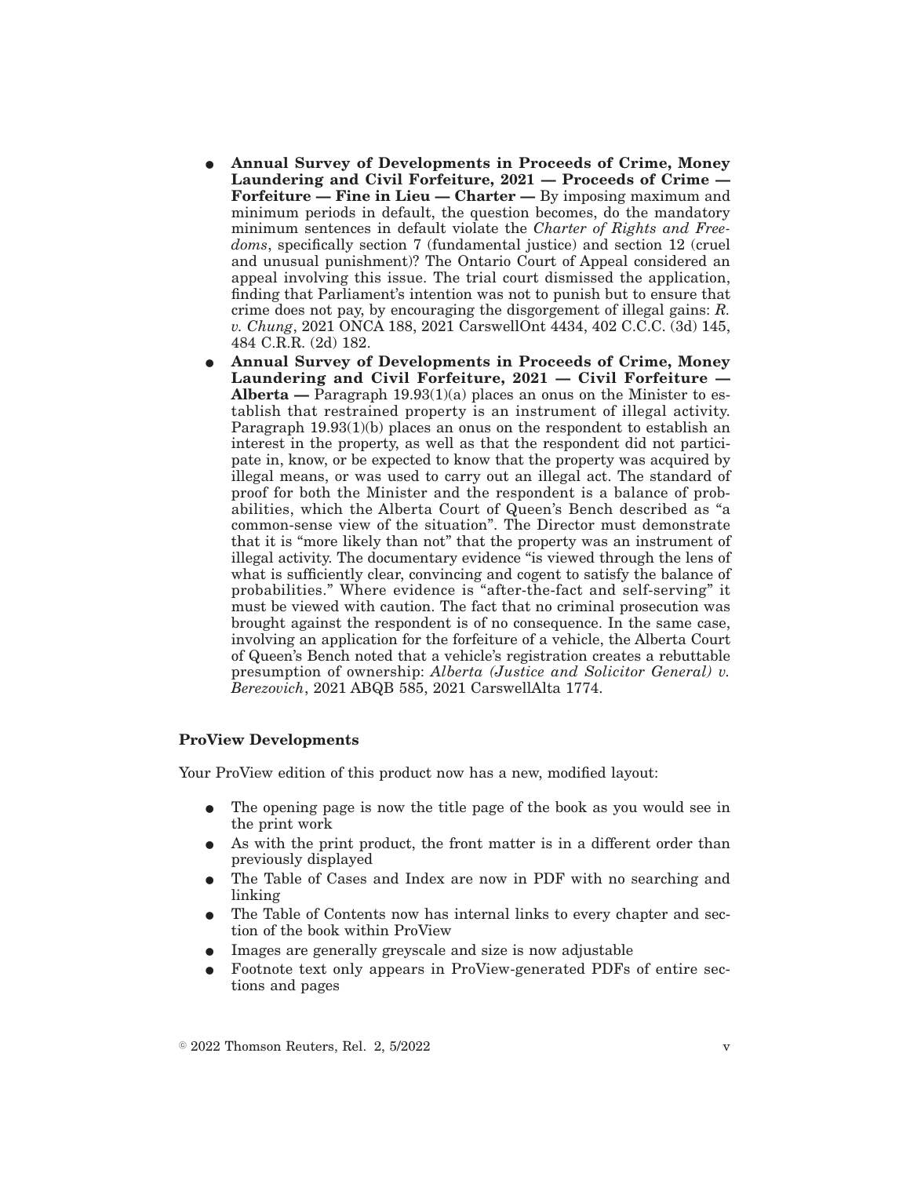- **Annual Survey of Developments in Proceeds of Crime, Money Laundering and Civil Forfeiture, 2021 — Proceeds of Crime — Forfeiture — Fine in Lieu — Charter —** By imposing maximum and minimum periods in default, the question becomes, do the mandatory minimum sentences in default violate the *Charter of Rights and Freedoms*, specifically section 7 (fundamental justice) and section 12 (cruel and unusual punishment)? The Ontario Court of Appeal considered an appeal involving this issue. The trial court dismissed the application, finding that Parliament's intention was not to punish but to ensure that crime does not pay, by encouraging the disgorgement of illegal gains: *R. v. Chung*, 2021 ONCA 188, 2021 CarswellOnt 4434, 402 C.C.C. (3d) 145, 484 C.R.R. (2d) 182.
- **Annual Survey of Developments in Proceeds of Crime, Money Laundering and Civil Forfeiture, 2021 — Civil Forfeiture — Alberta —** Paragraph 19.93(1)(a) places an onus on the Minister to establish that restrained property is an instrument of illegal activity. Paragraph 19.93(1)(b) places an onus on the respondent to establish an interest in the property, as well as that the respondent did not participate in, know, or be expected to know that the property was acquired by illegal means, or was used to carry out an illegal act. The standard of proof for both the Minister and the respondent is a balance of probabilities, which the Alberta Court of Queen's Bench described as "a common-sense view of the situation". The Director must demonstrate that it is "more likely than not" that the property was an instrument of illegal activity. The documentary evidence "is viewed through the lens of what is sufficiently clear, convincing and cogent to satisfy the balance of probabilities." Where evidence is "after-the-fact and self-serving" it must be viewed with caution. The fact that no criminal prosecution was brought against the respondent is of no consequence. In the same case, involving an application for the forfeiture of a vehicle, the Alberta Court of Queen's Bench noted that a vehicle's registration creates a rebuttable presumption of ownership: *Alberta (Justice and Solicitor General) v. Berezovich*, 2021 ABQB 585, 2021 CarswellAlta 1774.

**ProView Developments**

Your ProView edition of this product now has a new, modified layout:

- The opening page is now the title page of the book as you would see in the print work
- As with the print product, the front matter is in a different order than previously displayed
- The Table of Cases and Index are now in PDF with no searching and linking
- The Table of Contents now has internal links to every chapter and section of the book within ProView
- Images are generally greyscale and size is now adjustable
- Footnote text only appears in ProView-generated PDFs of entire sections and pages